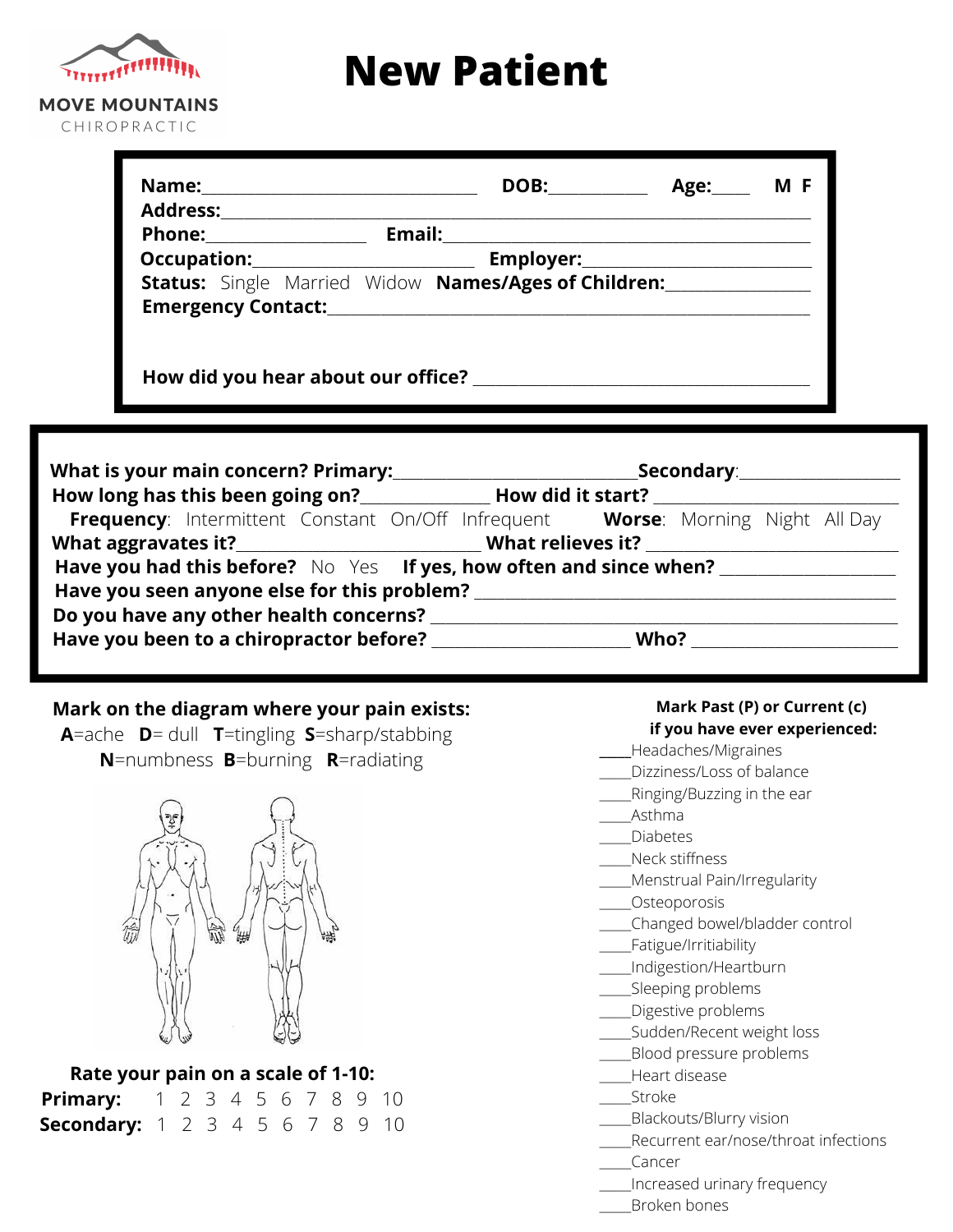MOVE MOUNTAINS
CHIROPRACTIC

# New Patient

**Name:**\_\_\_\_\_\_\_\_\_\_\_\_\_\_\_\_\_\_\_\_\_\_\_\_\_\_\_\_\_\_ **DOB:**\_\_\_\_\_\_\_\_\_\_ **Age:**\_\_\_\_ **M F**
**Address:**\_\_\_\_\_\_\_\_\_\_\_\_\_\_\_\_\_\_\_\_\_\_\_\_\_\_\_\_\_\_\_\_\_\_\_\_\_\_\_\_\_\_\_\_\_\_\_\_\_\_\_\_\_\_\_\_
**Phone:**\_\_\_\_\_\_\_\_\_\_\_\_\_\_\_ **Email:**\_\_\_\_\_\_\_\_\_\_\_\_\_\_\_\_\_\_\_\_\_\_\_\_\_\_\_\_\_\_\_\_\_\_\_\_\_\_\_
**Occupation:**\_\_\_\_\_\_\_\_\_\_\_\_\_\_\_\_\_\_\_\_\_\_ **Employer:**\_\_\_\_\_\_\_\_\_\_\_\_\_\_\_\_\_\_\_\_\_\_\_\_
**Status:** Single Married Widow **Names/Ages of Children:**\_\_\_\_\_\_\_\_\_\_\_\_\_\_\_
**Emergency Contact:**\_\_\_\_\_\_\_\_\_\_\_\_\_\_\_\_\_\_\_\_\_\_\_\_\_\_\_\_\_\_\_\_\_\_\_\_\_\_\_\_\_\_\_\_\_\_\_\_\_\_

**How did you hear about our office?** \_\_\_\_\_\_\_\_\_\_\_\_\_\_\_\_\_\_\_\_\_\_\_\_\_\_\_\_\_\_\_\_\_\_\_\_

**What is your main concern? Primary:**\_\_\_\_\_\_\_\_\_\_\_\_\_\_\_\_\_\_\_\_\_\_\_\_\_\_**Secondary**:\_\_\_\_\_\_\_\_\_\_\_\_\_\_\_\_\_
**How long has this been going on?**\_\_\_\_\_\_\_\_\_\_\_\_\_\_ **How did it start?** \_\_\_\_\_\_\_\_\_\_\_\_\_\_\_\_\_\_\_\_\_\_\_\_\_\_
**Frequency**: Intermittent Constant On/Off Infrequent **Worse**: Morning Night All Day
**What aggravates it?**\_\_\_\_\_\_\_\_\_\_\_\_\_\_\_\_\_\_\_\_\_\_\_\_\_\_ **What relieves it?** \_\_\_\_\_\_\_\_\_\_\_\_\_\_\_\_\_\_\_\_\_\_\_\_\_\_
**Have you had this before?** No Yes **If yes, how often and since when?** \_\_\_\_\_\_\_\_\_\_\_\_\_\_\_\_\_\_
**Have you seen anyone else for this problem?** \_\_\_\_\_\_\_\_\_\_\_\_\_\_\_\_\_\_\_\_\_\_\_\_\_\_\_\_\_\_\_\_\_\_\_\_\_\_\_\_\_\_\_\_
**Do you have any other health concerns?** \_\_\_\_\_\_\_\_\_\_\_\_\_\_\_\_\_\_\_\_\_\_\_\_\_\_\_\_\_\_\_\_\_\_\_\_\_\_\_\_\_\_\_\_\_\_\_\_\_
**Have you been to a chiropractor before?** \_\_\_\_\_\_\_\_\_\_\_\_\_\_\_\_\_\_\_\_\_ **Who?** \_\_\_\_\_\_\_\_\_\_\_\_\_\_\_\_\_\_\_\_\_\_

**Mark on the diagram where your pain exists:**
**A**=ache **D**= dull **T**=tingling **S**=sharp/stabbing
**N**=numbness **B**=burning **R**=radiating

**Rate your pain on a scale of 1-10:**
**Primary:** 1 2 3 4 5 6 7 8 9 10
**Secondary:** 1 2 3 4 5 6 7 8 9 10

**Mark Past (P) or Current (c) if you have ever experienced:**

\_\_\_\_Headaches/Migraines
\_\_\_\_Dizziness/Loss of balance
\_\_\_\_Ringing/Buzzing in the ear
\_\_\_\_Asthma
\_\_\_\_Diabetes
\_\_\_\_Neck stiffness
\_\_\_\_Menstrual Pain/Irregularity
\_\_\_\_Osteoporosis
\_\_\_\_Changed bowel/bladder control
\_\_\_\_Fatigue/Irritability
\_\_\_\_Indigestion/Heartburn
\_\_\_\_Sleeping problems
\_\_\_\_Digestive problems
\_\_\_\_Sudden/Recent weight loss
\_\_\_\_Blood pressure problems
\_\_\_\_Heart disease
\_\_\_\_Stroke
\_\_\_\_Blackouts/Blurry vision
\_\_\_\_Recurrent ear/nose/throat infections
\_\_\_\_Cancer
\_\_\_\_Increased urinary frequency
\_\_\_\_Broken bones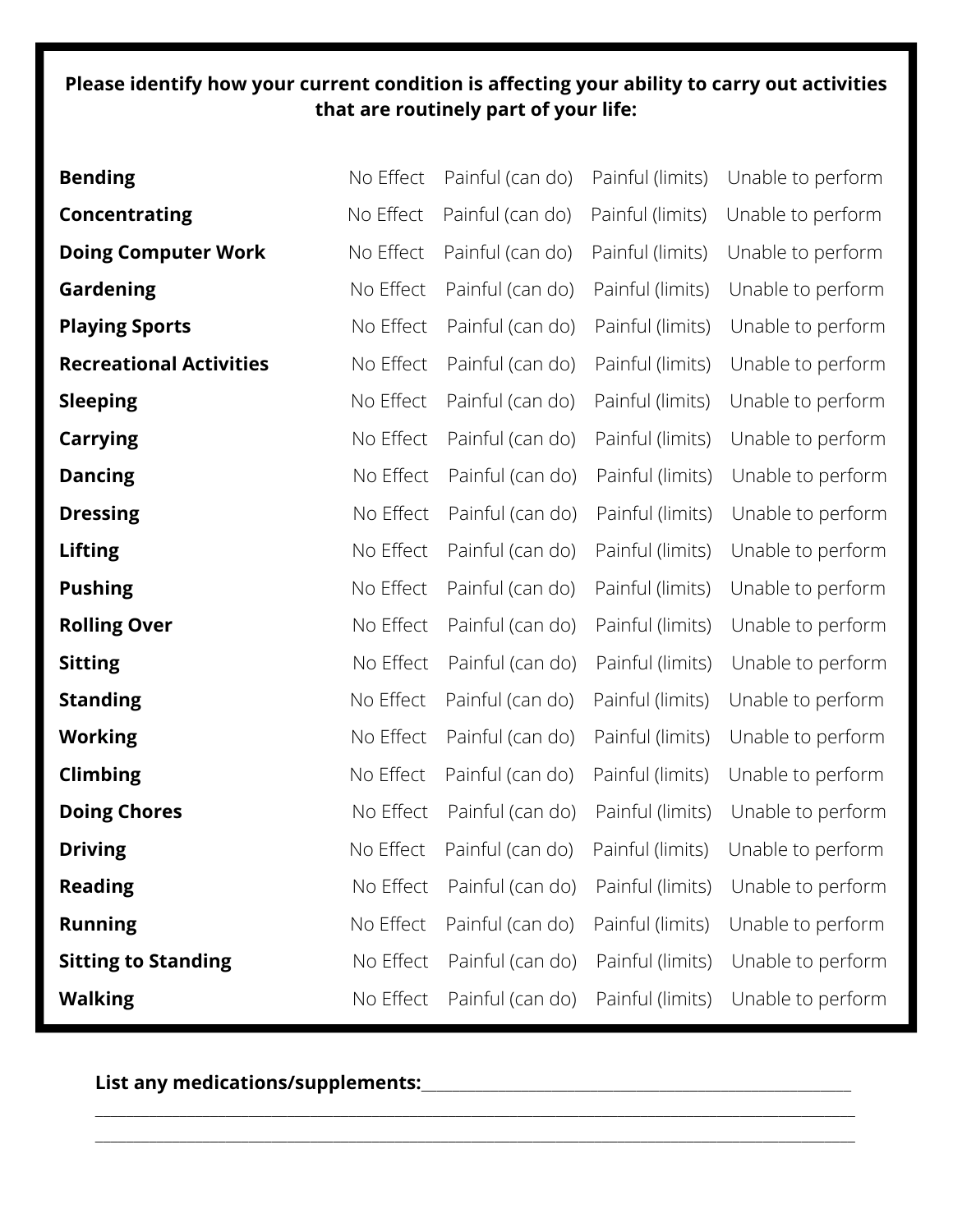**Please identify how your current condition is affecting your ability to carry out activities that are routinely part of your life:**

| | | | | |
|---|---|---|---|---|
| **Bending** | No Effect | Painful (can do) | Painful (limits) | Unable to perform |
| **Concentrating** | No Effect | Painful (can do) | Painful (limits) | Unable to perform |
| **Doing Computer Work** | No Effect | Painful (can do) | Painful (limits) | Unable to perform |
| **Gardening** | No Effect | Painful (can do) | Painful (limits) | Unable to perform |
| **Playing Sports** | No Effect | Painful (can do) | Painful (limits) | Unable to perform |
| **Recreational Activities** | No Effect | Painful (can do) | Painful (limits) | Unable to perform |
| **Sleeping** | No Effect | Painful (can do) | Painful (limits) | Unable to perform |
| **Carrying** | No Effect | Painful (can do) | Painful (limits) | Unable to perform |
| **Dancing** | No Effect | Painful (can do) | Painful (limits) | Unable to perform |
| **Dressing** | No Effect | Painful (can do) | Painful (limits) | Unable to perform |
| **Lifting** | No Effect | Painful (can do) | Painful (limits) | Unable to perform |
| **Pushing** | No Effect | Painful (can do) | Painful (limits) | Unable to perform |
| **Rolling Over** | No Effect | Painful (can do) | Painful (limits) | Unable to perform |
| **Sitting** | No Effect | Painful (can do) | Painful (limits) | Unable to perform |
| **Standing** | No Effect | Painful (can do) | Painful (limits) | Unable to perform |
| **Working** | No Effect | Painful (can do) | Painful (limits) | Unable to perform |
| **Climbing** | No Effect | Painful (can do) | Painful (limits) | Unable to perform |
| **Doing Chores** | No Effect | Painful (can do) | Painful (limits) | Unable to perform |
| **Driving** | No Effect | Painful (can do) | Painful (limits) | Unable to perform |
| **Reading** | No Effect | Painful (can do) | Painful (limits) | Unable to perform |
| **Running** | No Effect | Painful (can do) | Painful (limits) | Unable to perform |
| **Sitting to Standing** | No Effect | Painful (can do) | Painful (limits) | Unable to perform |
| **Walking** | No Effect | Painful (can do) | Painful (limits) | Unable to perform |

**List any medications/supplements:**_______________________________________________

_____________________________________________________________________________

_____________________________________________________________________________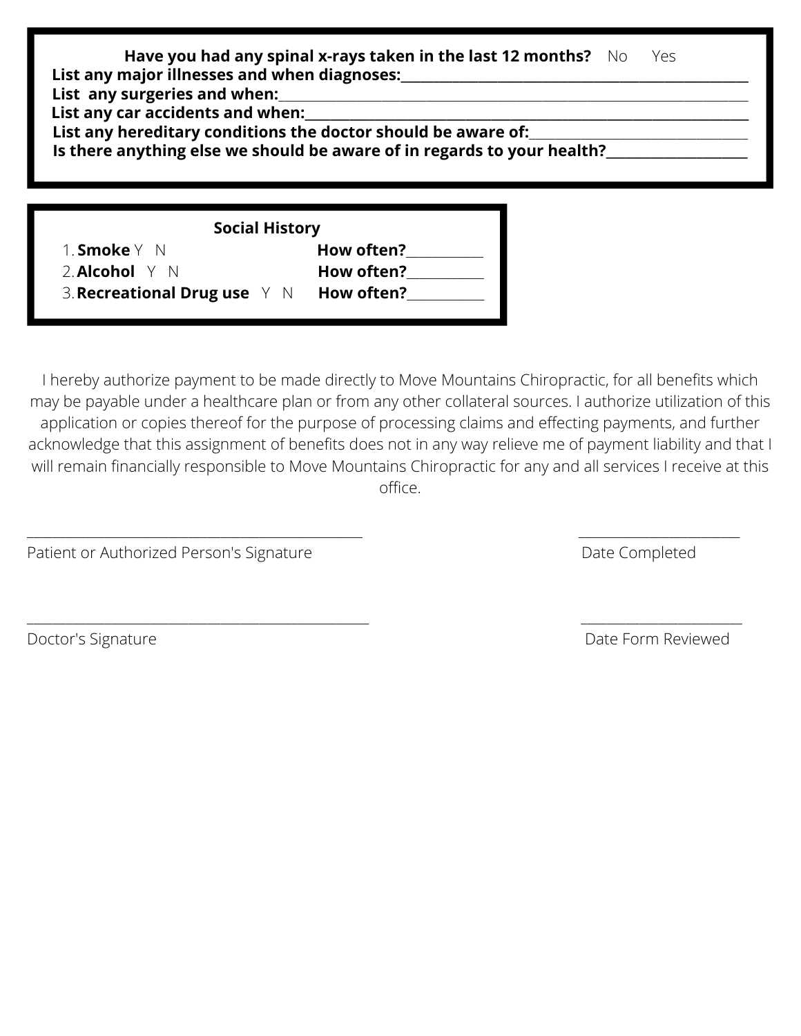**Have you had any spinal x-rays taken in the last 12 months?** No Yes

**List any major illnesses and when diagnoses:**\_\_\_\_\_\_\_\_\_\_\_\_\_\_\_\_\_\_\_\_\_\_\_\_\_\_\_\_\_\_\_\_\_\_\_\_\_\_\_\_\_\_\_\_

**List any surgeries and when:**\_\_\_\_\_\_\_\_\_\_\_\_\_\_\_\_\_\_\_\_\_\_\_\_\_\_\_\_\_\_\_\_\_\_\_\_\_\_\_\_\_\_\_\_\_\_\_\_\_\_\_\_

**List any car accidents and when:**\_\_\_\_\_\_\_\_\_\_\_\_\_\_\_\_\_\_\_\_\_\_\_\_\_\_\_\_\_\_\_\_\_\_\_\_\_\_\_\_\_\_\_\_\_\_\_\_\_\_

**List any hereditary conditions the doctor should be aware of:**\_\_\_\_\_\_\_\_\_\_\_\_\_\_\_\_\_\_\_\_\_\_\_\_\_\_\_\_

**Is there anything else we should be aware of in regards to your health?**\_\_\_\_\_\_\_\_\_\_\_\_\_\_\_\_\_\_\_\_

### Social History

1. **Smoke** Y N **How often?**\_\_\_\_\_\_\_\_\_\_\_
2. **Alcohol** Y N **How often?**\_\_\_\_\_\_\_\_\_\_\_
3. **Recreational Drug use** Y N **How often?**\_\_\_\_\_\_\_\_\_\_\_

I hereby authorize payment to be made directly to Move Mountains Chiropractic, for all benefits which may be payable under a healthcare plan or from any other collateral sources. I authorize utilization of this application or copies thereof for the purpose of processing claims and effecting payments, and further acknowledge that this assignment of benefits does not in any way relieve me of payment liability and that I will remain financially responsible to Move Mountains Chiropractic for any and all services I receive at this office.

\_\_\_\_\_\_\_\_\_\_\_\_\_\_\_\_\_\_\_\_\_\_\_\_\_\_\_\_\_\_\_\_\_\_\_\_\_\_\_\_\_\_\_\_ \_\_\_\_\_\_\_\_\_\_\_\_\_\_\_\_\_\_\_\_\_\_

Patient or Authorized Person's Signature Date Completed

\_\_\_\_\_\_\_\_\_\_\_\_\_\_\_\_\_\_\_\_\_\_\_\_\_\_\_\_\_\_\_\_\_\_\_\_\_\_\_\_\_\_\_\_ \_\_\_\_\_\_\_\_\_\_\_\_\_\_\_\_\_\_\_\_\_\_

Doctor's Signature Date Form Reviewed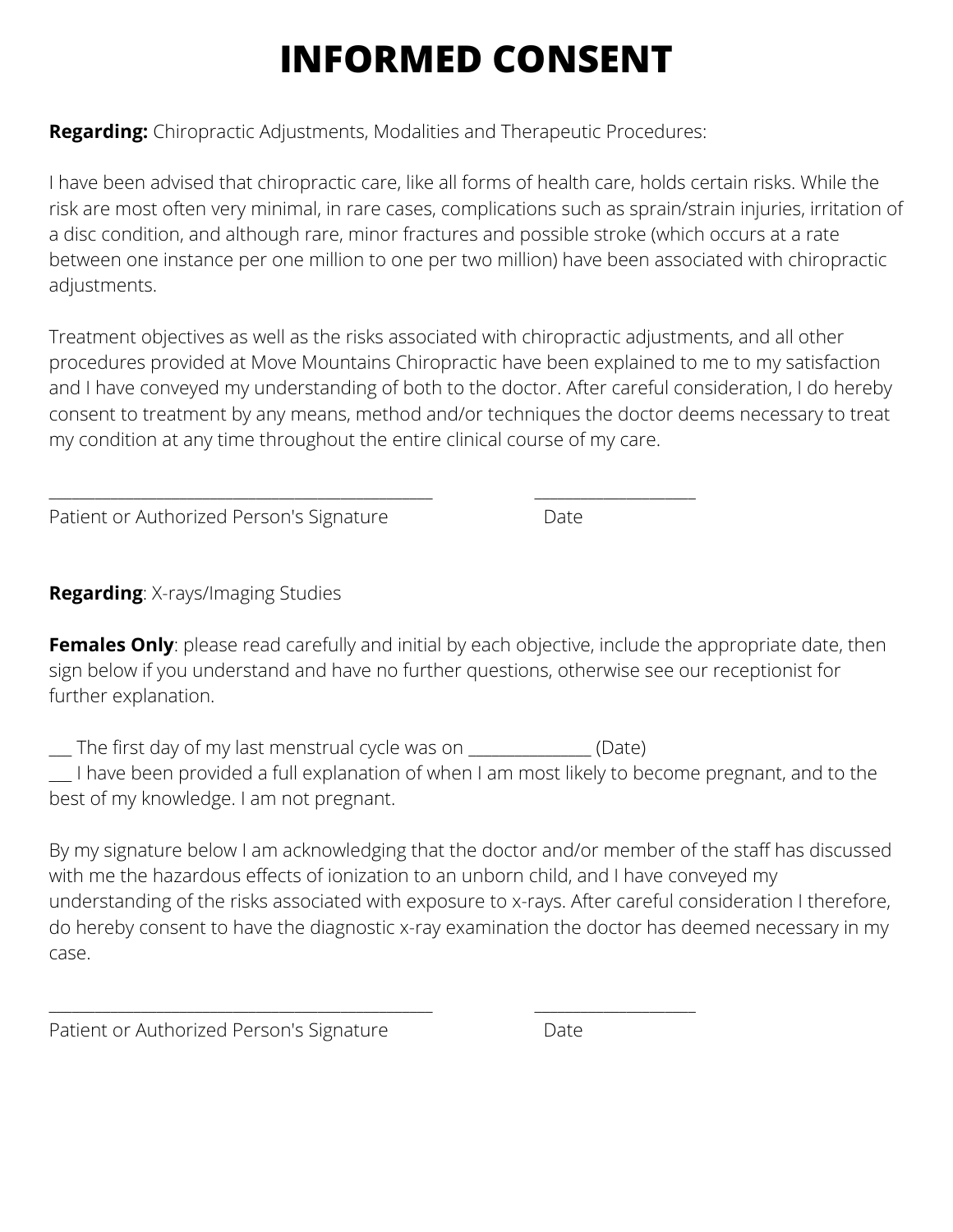# INFORMED CONSENT

**Regarding:** Chiropractic Adjustments, Modalities and Therapeutic Procedures:

I have been advised that chiropractic care, like all forms of health care, holds certain risks. While the risk are most often very minimal, in rare cases, complications such as sprain/strain injuries, irritation of a disc condition, and although rare, minor fractures and possible stroke (which occurs at a rate between one instance per one million to one per two million) have been associated with chiropractic adjustments.

Treatment objectives as well as the risks associated with chiropractic adjustments, and all other procedures provided at Move Mountains Chiropractic have been explained to me to my satisfaction and I have conveyed my understanding of both to the doctor. After careful consideration, I do hereby consent to treatment by any means, method and/or techniques the doctor deems necessary to treat my condition at any time throughout the entire clinical course of my care.

_____________________________________________ __________________

Patient or Authorized Person's Signature Date

**Regarding**: X-rays/Imaging Studies

**Females Only**: please read carefully and initial by each objective, include the appropriate date, then sign below if you understand and have no further questions, otherwise see our receptionist for further explanation.

___ The first day of my last menstrual cycle was on ______________ (Date)
___ I have been provided a full explanation of when I am most likely to become pregnant, and to the best of my knowledge. I am not pregnant.

By my signature below I am acknowledging that the doctor and/or member of the staff has discussed with me the hazardous effects of ionization to an unborn child, and I have conveyed my understanding of the risks associated with exposure to x-rays. After careful consideration I therefore, do hereby consent to have the diagnostic x-ray examination the doctor has deemed necessary in my case.

_____________________________________________ __________________

Patient or Authorized Person's Signature Date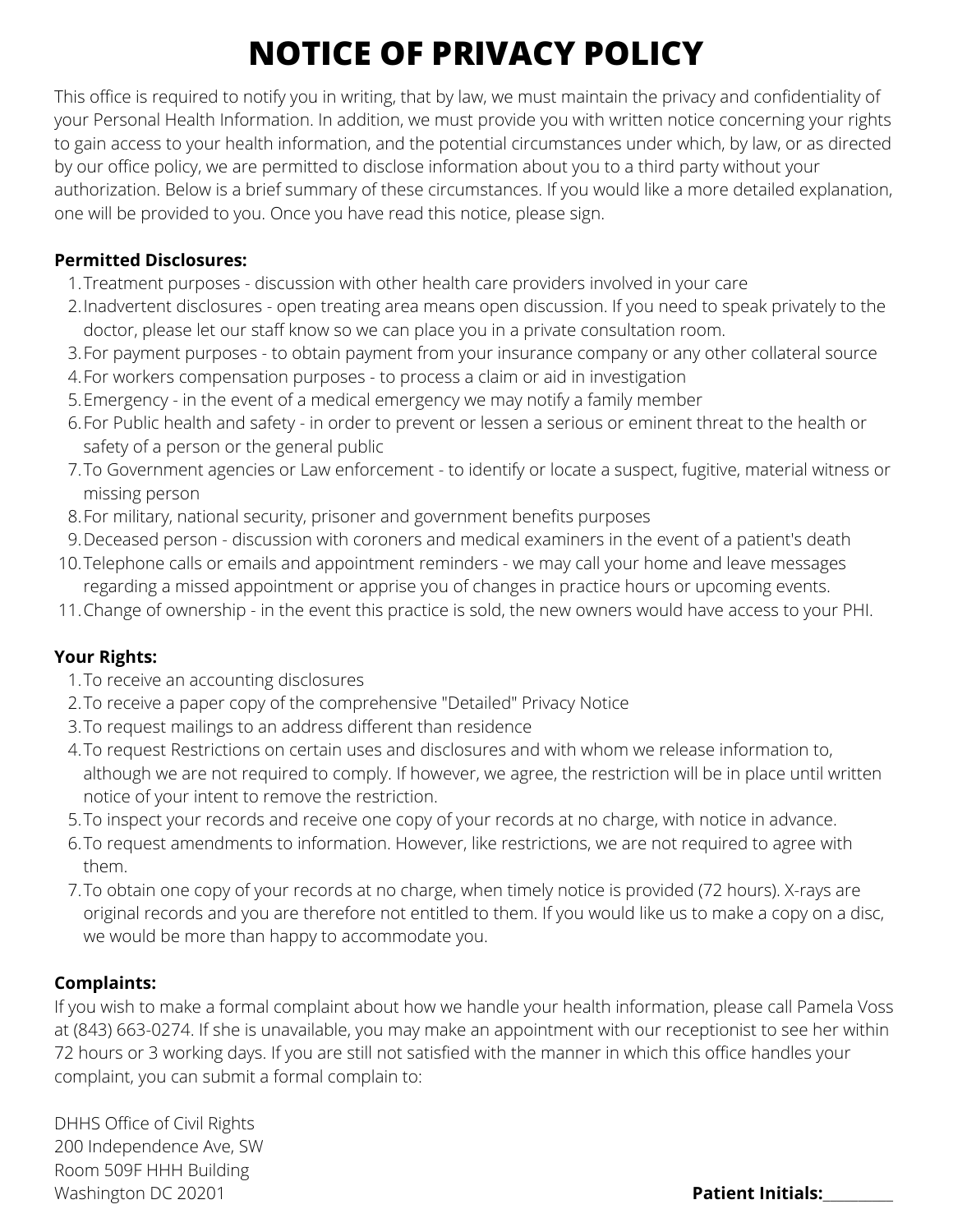# NOTICE OF PRIVACY POLICY

This office is required to notify you in writing, that by law, we must maintain the privacy and confidentiality of your Personal Health Information. In addition, we must provide you with written notice concerning your rights to gain access to your health information, and the potential circumstances under which, by law, or as directed by our office policy, we are permitted to disclose information about you to a third party without your authorization. Below is a brief summary of these circumstances. If you would like a more detailed explanation, one will be provided to you. Once you have read this notice, please sign.

**Permitted Disclosures:**

1. Treatment purposes - discussion with other health care providers involved in your care
2. Inadvertent disclosures - open treating area means open discussion. If you need to speak privately to the doctor, please let our staff know so we can place you in a private consultation room.
3. For payment purposes - to obtain payment from your insurance company or any other collateral source
4. For workers compensation purposes - to process a claim or aid in investigation
5. Emergency - in the event of a medical emergency we may notify a family member
6. For Public health and safety - in order to prevent or lessen a serious or eminent threat to the health or safety of a person or the general public
7. To Government agencies or Law enforcement - to identify or locate a suspect, fugitive, material witness or missing person
8. For military, national security, prisoner and government benefits purposes
9. Deceased person - discussion with coroners and medical examiners in the event of a patient's death
10. Telephone calls or emails and appointment reminders - we may call your home and leave messages regarding a missed appointment or apprise you of changes in practice hours or upcoming events.
11. Change of ownership - in the event this practice is sold, the new owners would have access to your PHI.

**Your Rights:**

1. To receive an accounting disclosures
2. To receive a paper copy of the comprehensive "Detailed" Privacy Notice
3. To request mailings to an address different than residence
4. To request Restrictions on certain uses and disclosures and with whom we release information to, although we are not required to comply. If however, we agree, the restriction will be in place until written notice of your intent to remove the restriction.
5. To inspect your records and receive one copy of your records at no charge, with notice in advance.
6. To request amendments to information. However, like restrictions, we are not required to agree with them.
7. To obtain one copy of your records at no charge, when timely notice is provided (72 hours). X-rays are original records and you are therefore not entitled to them. If you would like us to make a copy on a disc, we would be more than happy to accommodate you.

**Complaints:**

If you wish to make a formal complaint about how we handle your health information, please call Pamela Voss at (843) 663-0274. If she is unavailable, you may make an appointment with our receptionist to see her within 72 hours or 3 working days. If you are still not satisfied with the manner in which this office handles your complaint, you can submit a formal complain to:

DHHS Office of Civil Rights
200 Independence Ave, SW
Room 509F HHH Building
Washington DC 20201

**Patient Initials:**_________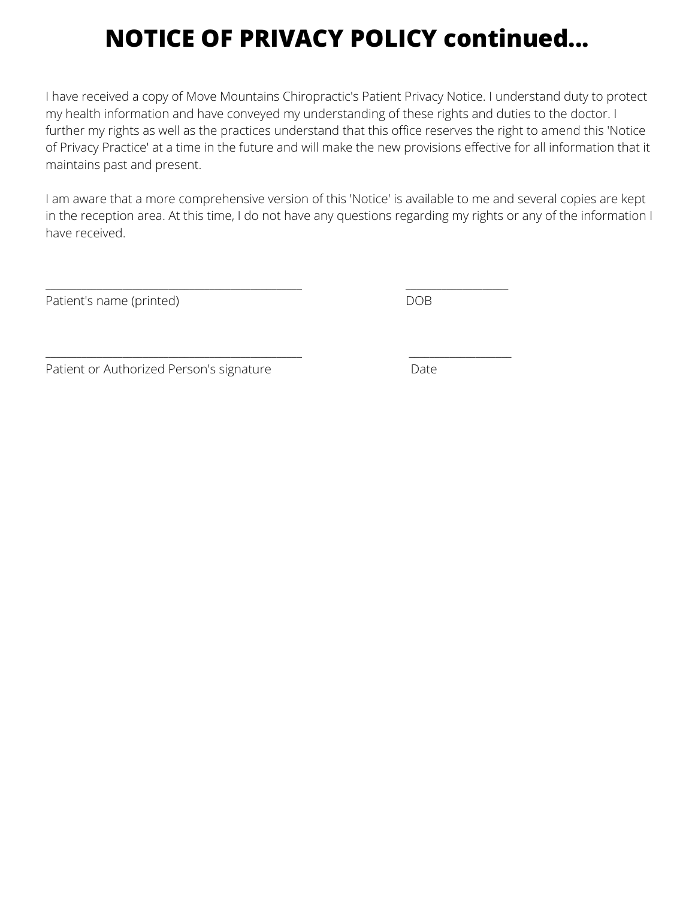# NOTICE OF PRIVACY POLICY continued...

I have received a copy of Move Mountains Chiropractic's Patient Privacy Notice. I understand duty to protect my health information and have conveyed my understanding of these rights and duties to the doctor. I further my rights as well as the practices understand that this office reserves the right to amend this 'Notice of Privacy Practice' at a time in the future and will make the new provisions effective for all information that it maintains past and present.

I am aware that a more comprehensive version of this 'Notice' is available to me and several copies are kept in the reception area. At this time, I do not have any questions regarding my rights or any of the information I have received.

_____________________________________________ __________________

Patient's name (printed) DOB

_____________________________________________ __________________

Patient or Authorized Person's signature Date